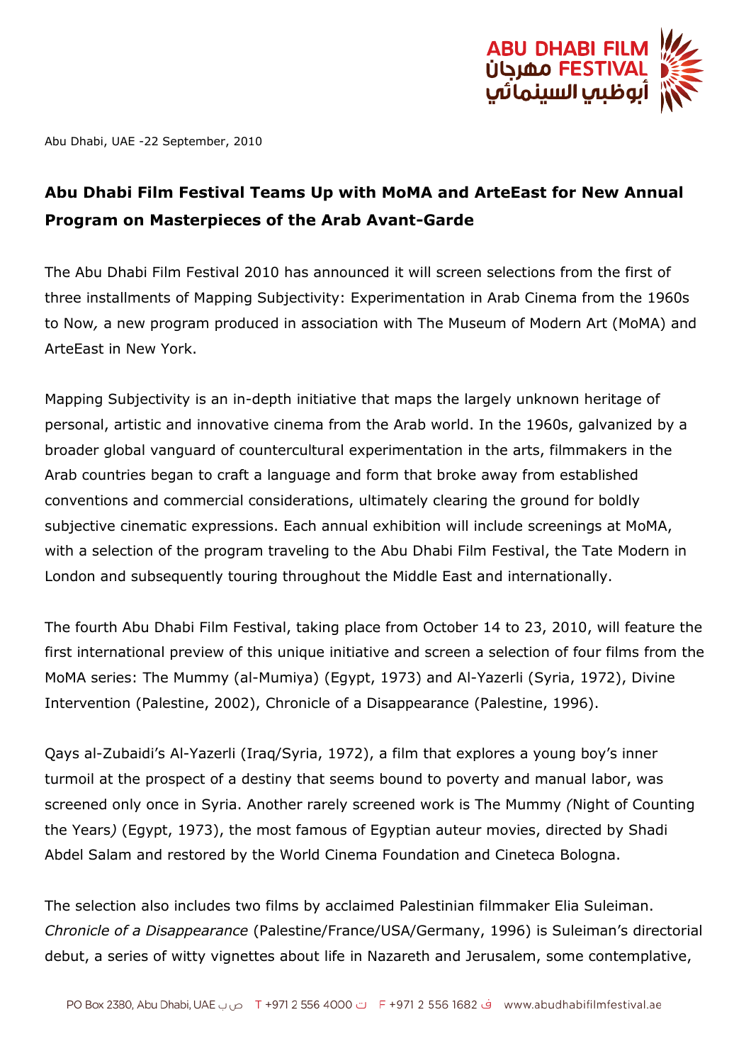Abu Dhabi, UAE -22 September, 2010

## Abu Dhabi Film Festival Teams Up with MoMA and ArteEast for New Annual Program on Masterpieces of the Arab Avant-Garde

The Abu Dhabi Film Festival 2010 has announced it will screen selections from the first of three installments of Mapping Subjectivity: Experimentation in Arab Cinema from the 1960s to Now*,* a new program produced in association with The Museum of Modern Art (MoMA) and ArteEast in New York.

Mapping Subjectivity is an in-depth initiative that maps the largely unknown heritage of personal, artistic and innovative cinema from the Arab world. In the 1960s, galvanized by a broader global vanguard of countercultural experimentation in the arts, filmmakers in the Arab countries began to craft a language and form that broke away from established conventions and commercial considerations, ultimately clearing the ground for boldly subjective cinematic expressions. Each annual exhibition will include screenings at MoMA, with a selection of the program traveling to the Abu Dhabi Film Festival, the Tate Modern in London and subsequently touring throughout the Middle East and internationally.

The fourth Abu Dhabi Film Festival, taking place from October 14 to 23, 2010, will feature the first international preview of this unique initiative and screen a selection of four films from the MoMA series: The Mummy (al-Mumiya) (Egypt, 1973) and Al-Yazerli (Syria, 1972), Divine Intervention (Palestine, 2002), Chronicle of a Disappearance (Palestine, 1996).

Qays al-Zubaidi's Al-Yazerli (Iraq/Syria, 1972), a film that explores a young boy's inner turmoil at the prospect of a destiny that seems bound to poverty and manual labor, was screened only once in Syria. Another rarely screened work is The Mummy *(*Night of Counting the Years*)* (Egypt, 1973), the most famous of Egyptian auteur movies, directed by Shadi Abdel Salam and restored by the World Cinema Foundation and Cineteca Bologna.

The selection also includes two films by acclaimed Palestinian filmmaker Elia Suleiman. *Chronicle of a Disappearance* (Palestine/France/USA/Germany, 1996) is Suleiman's directorial debut, a series of witty vignettes about life in Nazareth and Jerusalem, some contemplative,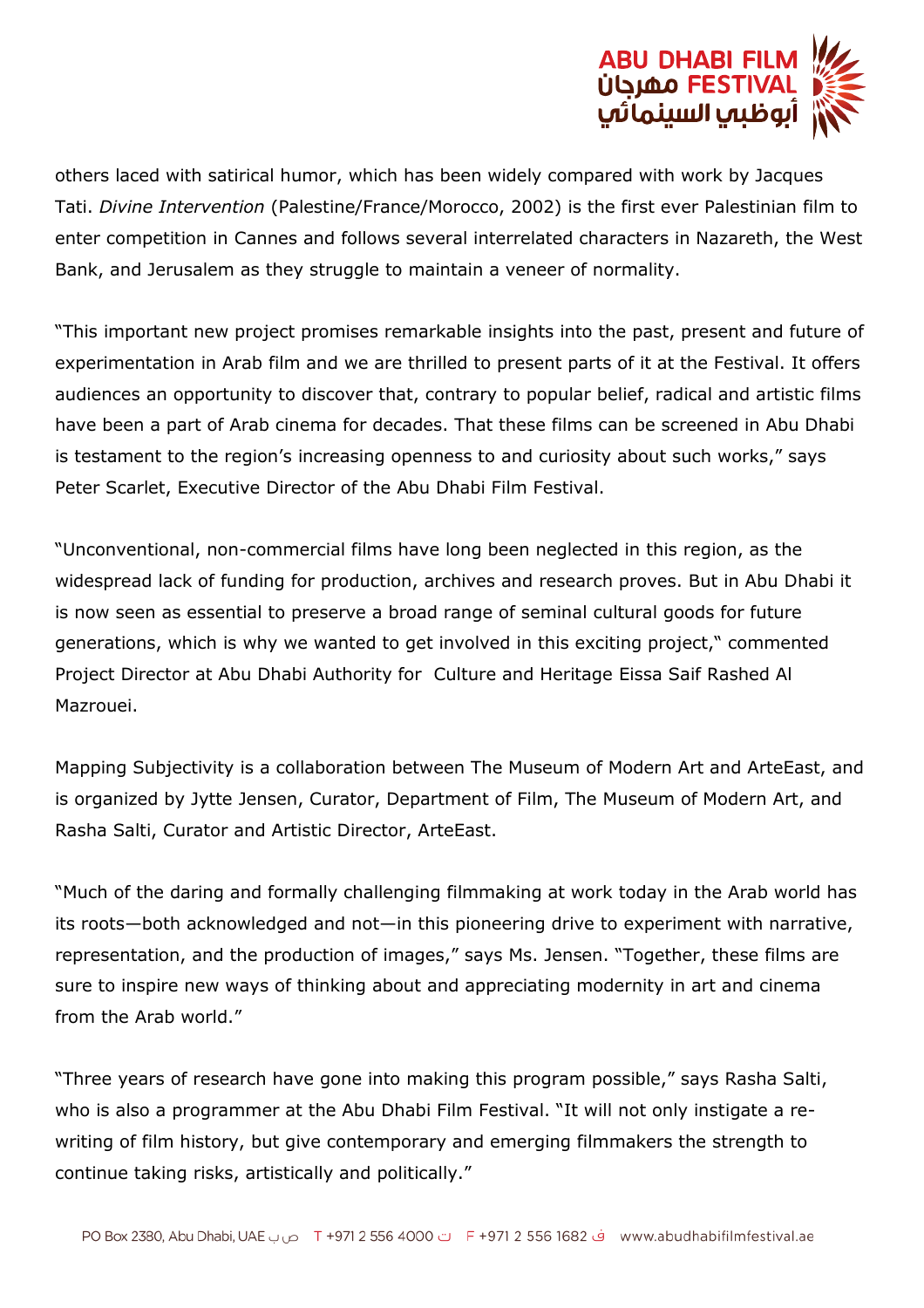others laced with satirical humor, which has been widely compared with work by Jacques Tati. *Divine Intervention* (Palestine/France/Morocco, 2002) is the first ever Palestinian film to enter competition in Cannes and follows several interrelated characters in Nazareth, the West Bank, and Jerusalem as they struggle to maintain a veneer of normality.

"This important new project promises remarkable insights into the past, present and future of experimentation in Arab film and we are thrilled to present parts of it at the Festival. It offers audiences an opportunity to discover that, contrary to popular belief, radical and artistic films have been a part of Arab cinema for decades. That these films can be screened in Abu Dhabi is testament to the region's increasing openness to and curiosity about such works," says Peter Scarlet, Executive Director of the Abu Dhabi Film Festival.

"Unconventional, non-commercial films have long been neglected in this region, as the widespread lack of funding for production, archives and research proves. But in Abu Dhabi it is now seen as essential to preserve a broad range of seminal cultural goods for future generations, which is why we wanted to get involved in this exciting project," commented Project Director at Abu Dhabi Authority for Culture and Heritage Eissa Saif Rashed Al Mazrouei.

Mapping Subjectivity is a collaboration between The Museum of Modern Art and ArteEast, and is organized by Jytte Jensen, Curator, Department of Film, The Museum of Modern Art, and Rasha Salti, Curator and Artistic Director, ArteEast.

"Much of the daring and formally challenging filmmaking at work today in the Arab world has its roots—both acknowledged and not—in this pioneering drive to experiment with narrative, representation, and the production of images," says Ms. Jensen. "Together, these films are sure to inspire new ways of thinking about and appreciating modernity in art and cinema from the Arab world."

"Three years of research have gone into making this program possible," says Rasha Salti, who is also a programmer at the Abu Dhabi Film Festival. "It will not only instigate a re-writing of film history, but give contemporary and emerging filmmakers the strength to continue taking risks, artistically and politically."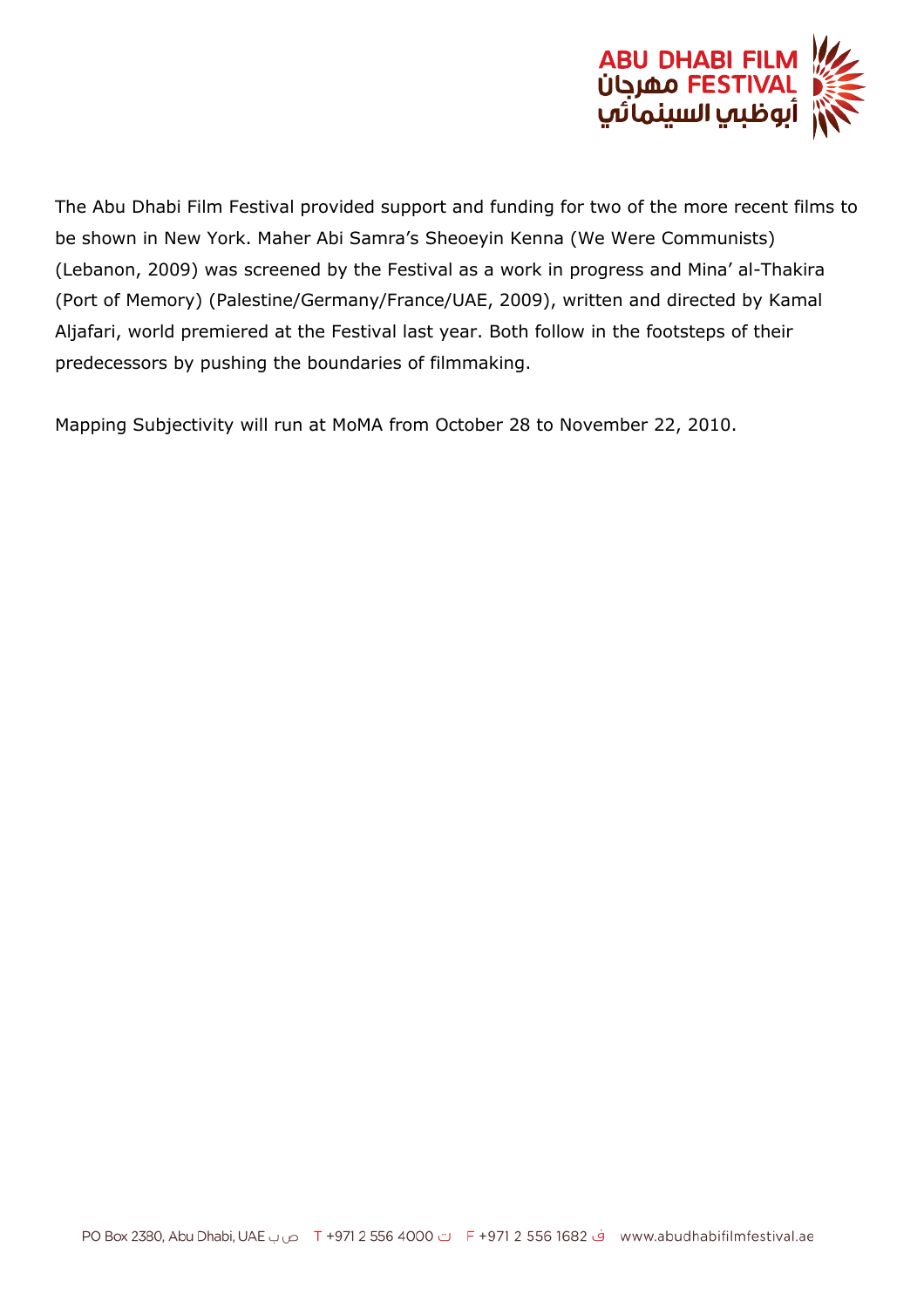The Abu Dhabi Film Festival provided support and funding for two of the more recent films to be shown in New York. Maher Abi Samra's Sheoeyin Kenna (We Were Communists) (Lebanon, 2009) was screened by the Festival as a work in progress and Mina' al-Thakira (Port of Memory) (Palestine/Germany/France/UAE, 2009), written and directed by Kamal Aljafari, world premiered at the Festival last year. Both follow in the footsteps of their predecessors by pushing the boundaries of filmmaking.

Mapping Subjectivity will run at MoMA from October 28 to November 22, 2010.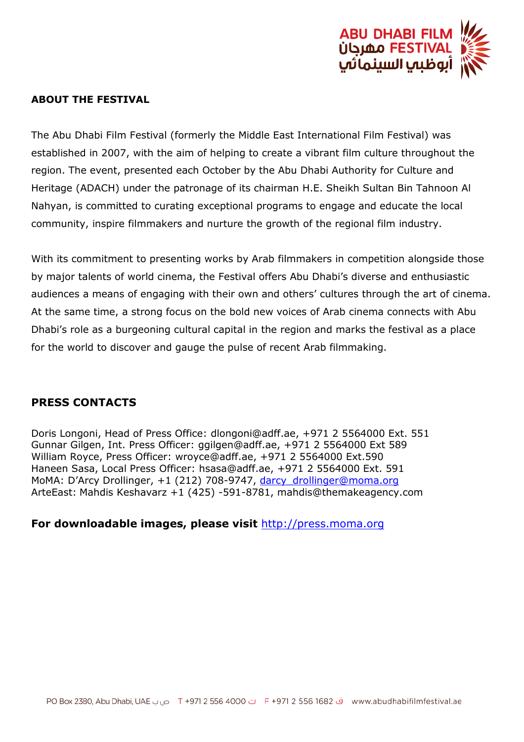## ABOUT THE FESTIVAL

The Abu Dhabi Film Festival (formerly the Middle East International Film Festival) was established in 2007, with the aim of helping to create a vibrant film culture throughout the region. The event, presented each October by the Abu Dhabi Authority for Culture and Heritage (ADACH) under the patronage of its chairman H.E. Sheikh Sultan Bin Tahnoon Al Nahyan, is committed to curating exceptional programs to engage and educate the local community, inspire filmmakers and nurture the growth of the regional film industry.

With its commitment to presenting works by Arab filmmakers in competition alongside those by major talents of world cinema, the Festival offers Abu Dhabi's diverse and enthusiastic audiences a means of engaging with their own and others' cultures through the art of cinema. At the same time, a strong focus on the bold new voices of Arab cinema connects with Abu Dhabi's role as a burgeoning cultural capital in the region and marks the festival as a place for the world to discover and gauge the pulse of recent Arab filmmaking.

## PRESS CONTACTS

Doris Longoni, Head of Press Office: dlongoni@adff.ae, +971 2 5564000 Ext. 551
Gunnar Gilgen, Int. Press Officer: ggilgen@adff.ae, +971 2 5564000 Ext 589
William Royce, Press Officer: wroyce@adff.ae, +971 2 5564000 Ext.590
Haneen Sasa, Local Press Officer: hsasa@adff.ae, +971 2 5564000 Ext. 591
MoMA: D'Arcy Drollinger, +1 (212) 708-9747, darcy_drollinger@moma.org
ArteEast: Mahdis Keshavarz +1 (425) -591-8781, mahdis@themakeagency.com

**For downloadable images, please visit** http://press.moma.org